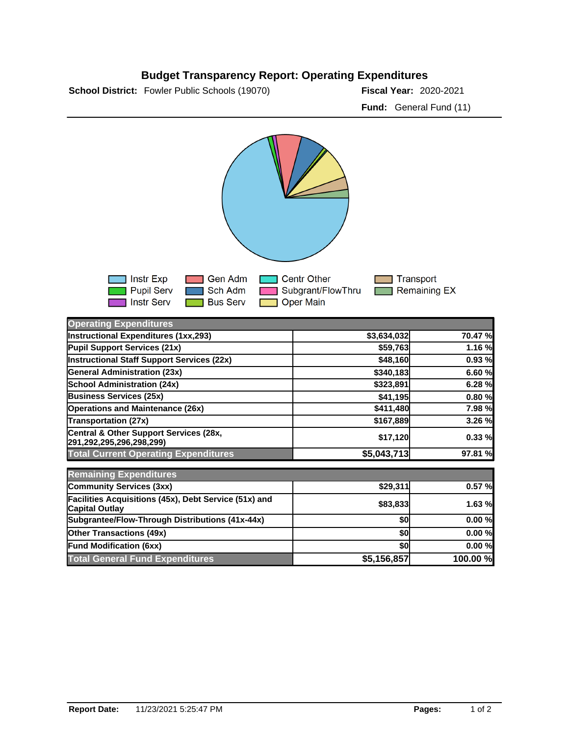# Budget Transparency Report: Operating Expenditures

**School District:** Fowler Public Schools (19070)

**Fiscal Year:** 2020-2021

**Fund:** General Fund (11)

Instr Exp | Pupil Serv | Instr Serv | Gen Adm | Sch Adm | Bus Serv | Centr Other | Subgrant/FlowThru | Oper Main | Transport | Remaining EX

| Operating Expenditures | | |
|---|---|---|
| Instructional Expenditures (1xx,293) | $3,634,032 | 70.47 % |
| Pupil Support Services (21x) | $59,763 | 1.16 % |
| Instructional Staff Support Services (22x) | $48,160 | 0.93 % |
| General Administration (23x) | $340,183 | 6.60 % |
| School Administration (24x) | $323,891 | 6.28 % |
| Business Services (25x) | $41,195 | 0.80 % |
| Operations and Maintenance (26x) | $411,480 | 7.98 % |
| Transportation (27x) | $167,889 | 3.26 % |
| Central & Other Support Services (28x, 291,292,295,296,298,299) | $17,120 | 0.33 % |
| **Total Current Operating Expenditures** | **$5,043,713** | **97.81 %** |

| Remaining Expenditures | | |
|---|---|---|
| Community Services (3xx) | $29,311 | 0.57 % |
| Facilities Acquisitions (45x), Debt Service (51x) and Capital Outlay | $83,833 | 1.63 % |
| Subgrantee/Flow-Through Distributions (41x-44x) | $0 | 0.00 % |
| Other Transactions (49x) | $0 | 0.00 % |
| Fund Modification (6xx) | $0 | 0.00 % |
| **Total General Fund Expenditures** | **$5,156,857** | **100.00 %** |

**Report Date:** 11/23/2021 5:25:47 PM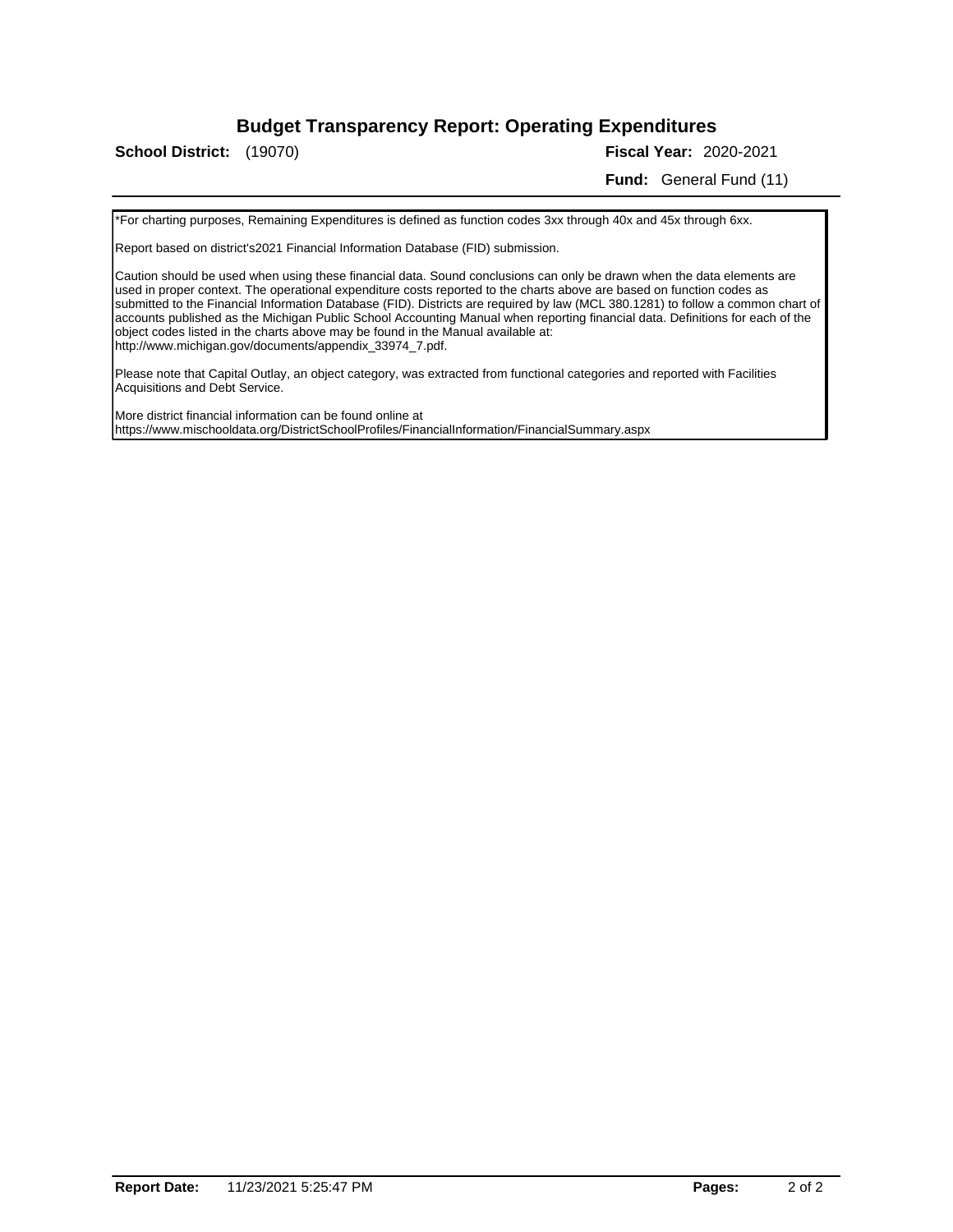## Budget Transparency Report: Operating Expenditures

**School District:** (19070)

**Fiscal Year:** 2020-2021

**Fund:** General Fund (11)

*For charting purposes, Remaining Expenditures is defined as function codes 3xx through 40x and 45x through 6xx.

Report based on district's2021 Financial Information Database (FID) submission.

Caution should be used when using these financial data. Sound conclusions can only be drawn when the data elements are used in proper context. The operational expenditure costs reported to the charts above are based on function codes as submitted to the Financial Information Database (FID). Districts are required by law (MCL 380.1281) to follow a common chart of accounts published as the Michigan Public School Accounting Manual when reporting financial data. Definitions for each of the object codes listed in the charts above may be found in the Manual available at: http://www.michigan.gov/documents/appendix_33974_7.pdf.

Please note that Capital Outlay, an object category, was extracted from functional categories and reported with Facilities Acquisitions and Debt Service.

More district financial information can be found online at https://www.mischooldata.org/DistrictSchoolProfiles/FinancialInformation/FinancialSummary.aspx

**Report Date:** 11/23/2021 5:25:47 PM